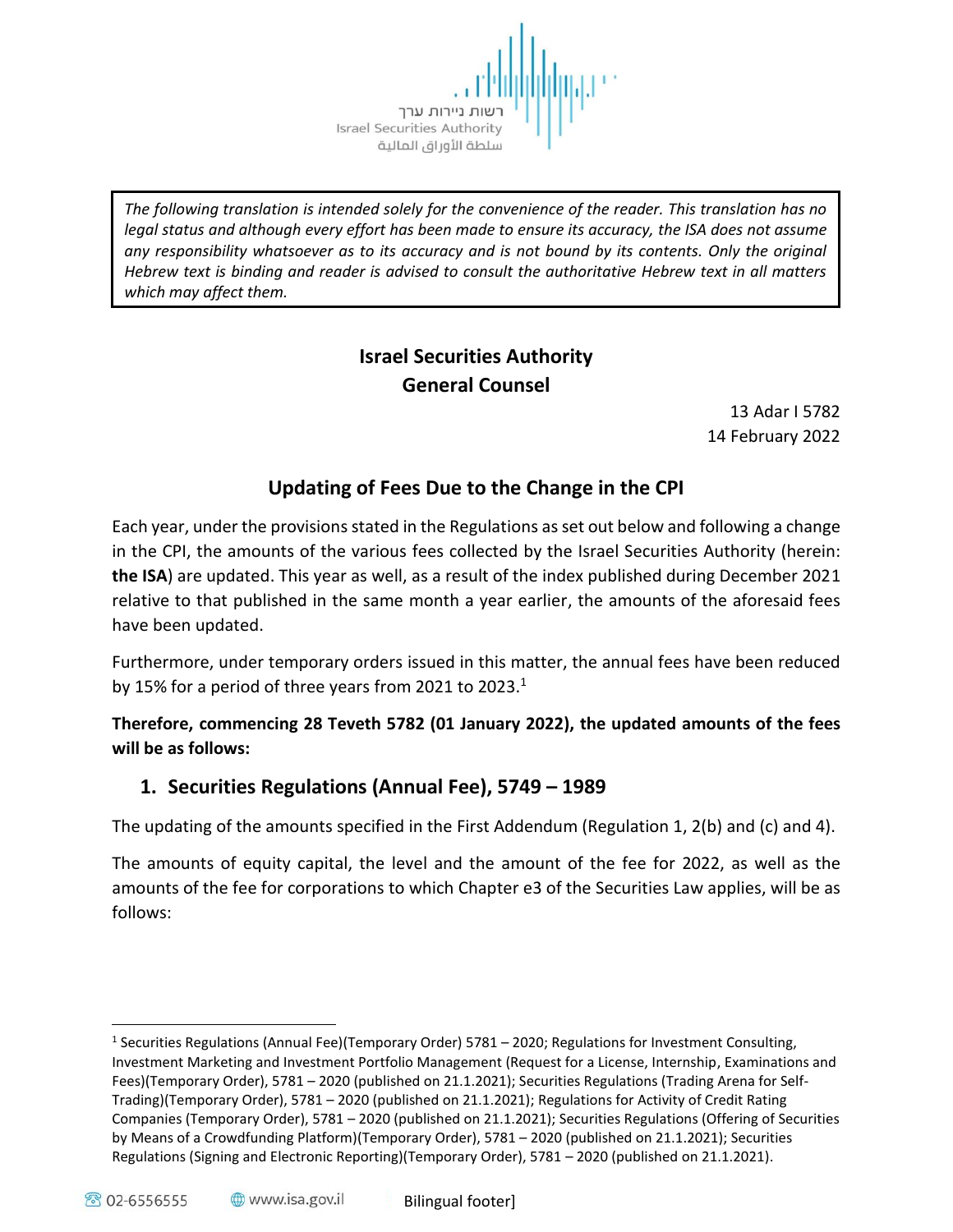*The following translation is intended solely for the convenience of the reader. This translation has no legal status and although every effort has been made to ensure its accuracy, the ISA does not assume any responsibility whatsoever as to its accuracy and is not bound by its contents. Only the original Hebrew text is binding and reader is advised to consult the authoritative Hebrew text in all matters which may affect them.*

# Israel Securities Authority
# General Counsel

13 Adar I 5782
14 February 2022

## Updating of Fees Due to the Change in the CPI

Each year, under the provisions stated in the Regulations as set out below and following a change in the CPI, the amounts of the various fees collected by the Israel Securities Authority (herein: **the ISA**) are updated. This year as well, as a result of the index published during December 2021 relative to that published in the same month a year earlier, the amounts of the aforesaid fees have been updated.

Furthermore, under temporary orders issued in this matter, the annual fees have been reduced by 15% for a period of three years from 2021 to 2023.[1]

**Therefore, commencing 28 Teveth 5782 (01 January 2022), the updated amounts of the fees will be as follows:**

### 1. Securities Regulations (Annual Fee), 5749 – 1989

The updating of the amounts specified in the First Addendum (Regulation 1, 2(b) and (c) and 4).

The amounts of equity capital, the level and the amount of the fee for 2022, as well as the amounts of the fee for corporations to which Chapter e3 of the Securities Law applies, will be as follows:

---

[1] Securities Regulations (Annual Fee)(Temporary Order) 5781 – 2020; Regulations for Investment Consulting, Investment Marketing and Investment Portfolio Management (Request for a License, Internship, Examinations and Fees)(Temporary Order), 5781 – 2020 (published on 21.1.2021); Securities Regulations (Trading Arena for Self-Trading)(Temporary Order), 5781 – 2020 (published on 21.1.2021); Regulations for Activity of Credit Rating Companies (Temporary Order), 5781 – 2020 (published on 21.1.2021); Securities Regulations (Offering of Securities by Means of a Crowdfunding Platform)(Temporary Order), 5781 – 2020 (published on 21.1.2021); Securities Regulations (Signing and Electronic Reporting)(Temporary Order), 5781 – 2020 (published on 21.1.2021).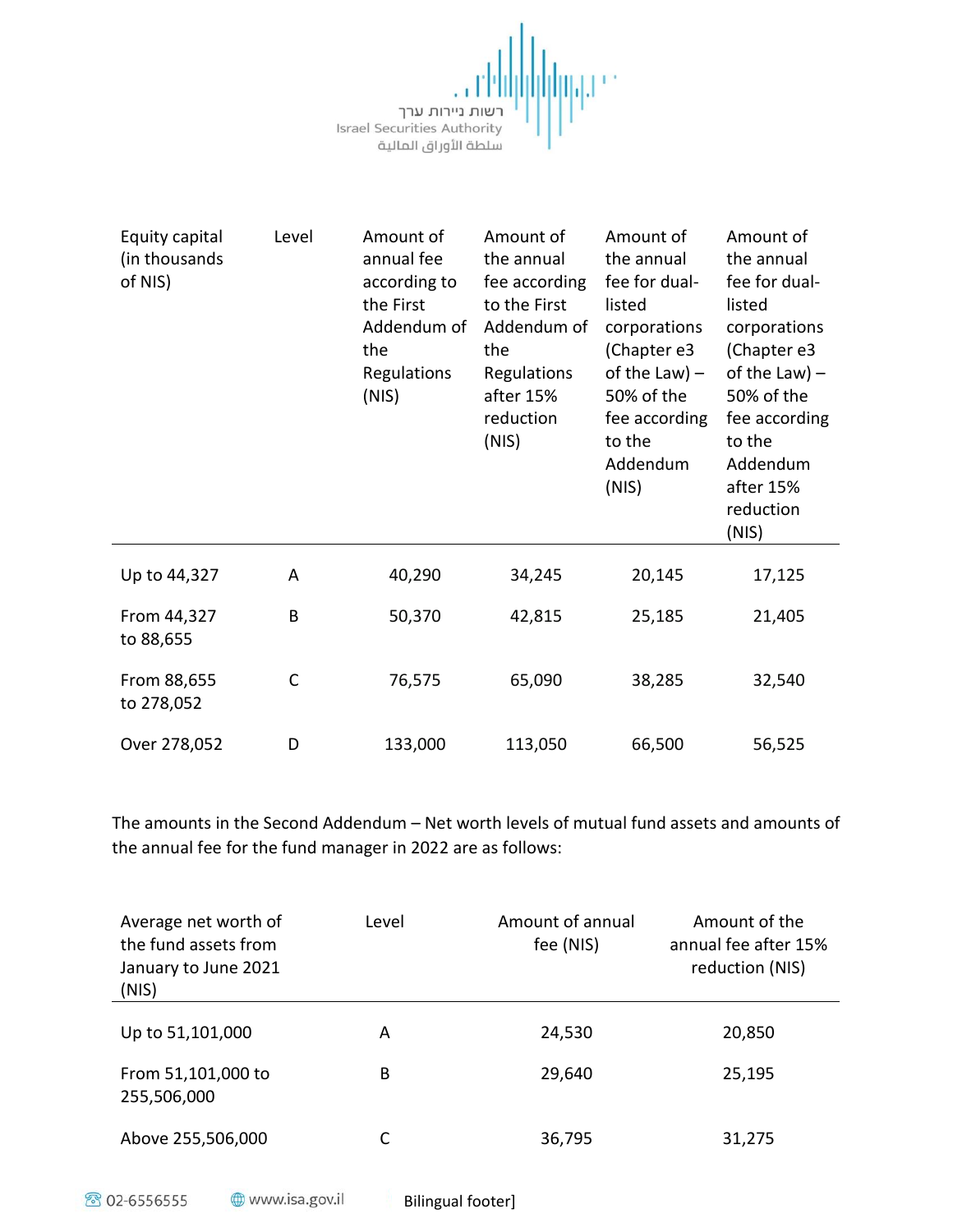| Equity capital (in thousands of NIS) | Level | Amount of annual fee according to the First Addendum of the Regulations (NIS) | Amount of the annual fee according to the First Addendum of the Regulations after 15% reduction (NIS) | Amount of the annual fee for dual-listed corporations (Chapter e3 of the Law) – 50% of the fee according to the Addendum (NIS) | Amount of the annual fee for dual-listed corporations (Chapter e3 of the Law) – 50% of the fee according to the Addendum after 15% reduction (NIS) |
|---|---|---|---|---|---|
| Up to 44,327 | A | 40,290 | 34,245 | 20,145 | 17,125 |
| From 44,327 to 88,655 | B | 50,370 | 42,815 | 25,185 | 21,405 |
| From 88,655 to 278,052 | C | 76,575 | 65,090 | 38,285 | 32,540 |
| Over 278,052 | D | 133,000 | 113,050 | 66,500 | 56,525 |

The amounts in the Second Addendum – Net worth levels of mutual fund assets and amounts of the annual fee for the fund manager in 2022 are as follows:

| Average net worth of the fund assets from January to June 2021 (NIS) | Level | Amount of annual fee (NIS) | Amount of the annual fee after 15% reduction (NIS) |
|---|---|---|---|
| Up to 51,101,000 | A | 24,530 | 20,850 |
| From 51,101,000 to 255,506,000 | B | 29,640 | 25,195 |
| Above 255,506,000 | C | 36,795 | 31,275 |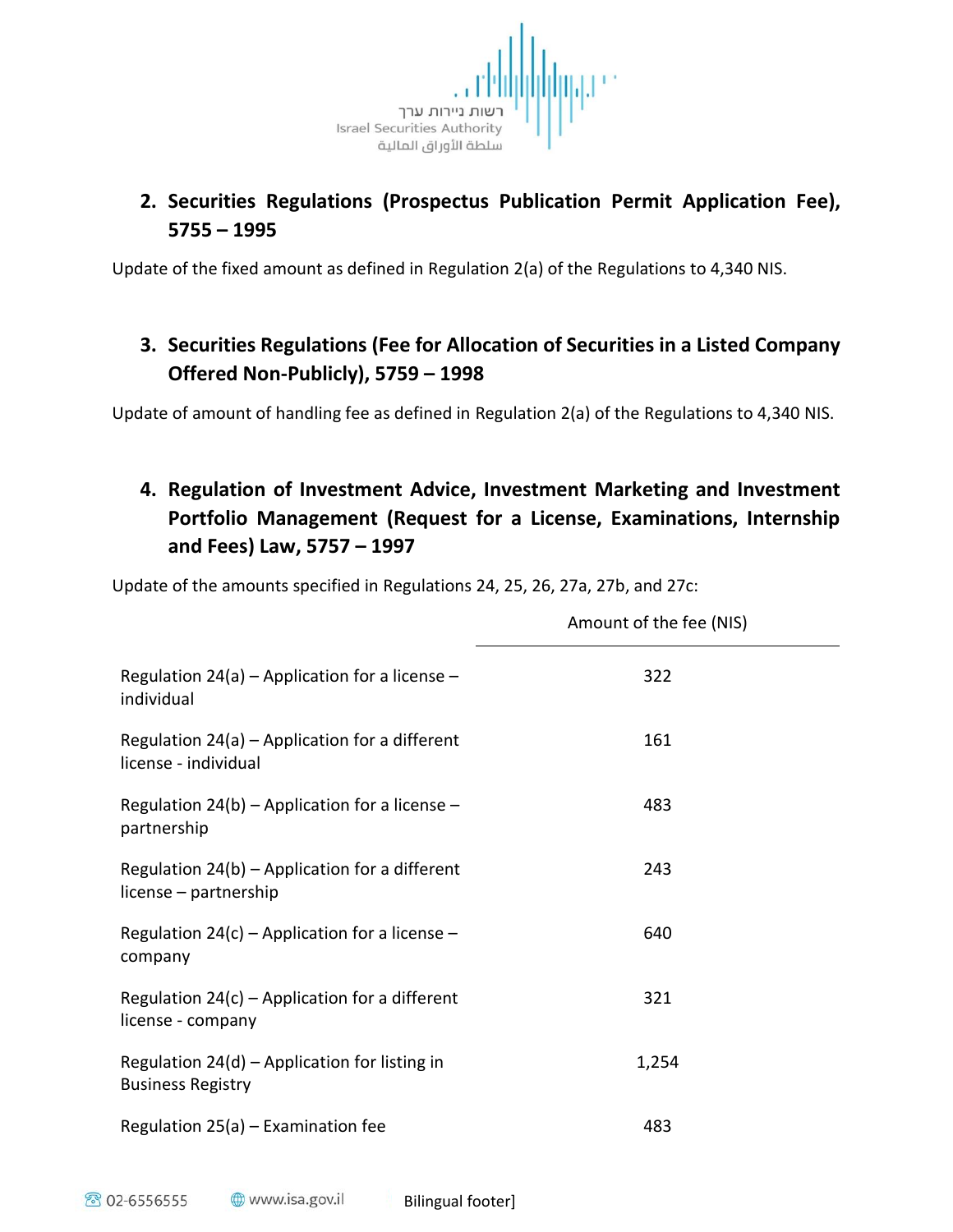## 2. Securities Regulations (Prospectus Publication Permit Application Fee), 5755 – 1995

Update of the fixed amount as defined in Regulation 2(a) of the Regulations to 4,340 NIS.

## 3. Securities Regulations (Fee for Allocation of Securities in a Listed Company Offered Non-Publicly), 5759 – 1998

Update of amount of handling fee as defined in Regulation 2(a) of the Regulations to 4,340 NIS.

## 4. Regulation of Investment Advice, Investment Marketing and Investment Portfolio Management (Request for a License, Examinations, Internship and Fees) Law, 5757 – 1997

Update of the amounts specified in Regulations 24, 25, 26, 27a, 27b, and 27c:

| | Amount of the fee (NIS) |
|---|---|
| Regulation 24(a) – Application for a license – individual | 322 |
| Regulation 24(a) – Application for a different license - individual | 161 |
| Regulation 24(b) – Application for a license – partnership | 483 |
| Regulation 24(b) – Application for a different license – partnership | 243 |
| Regulation 24(c) – Application for a license – company | 640 |
| Regulation 24(c) – Application for a different license - company | 321 |
| Regulation 24(d) – Application for listing in Business Registry | 1,254 |
| Regulation 25(a) – Examination fee | 483 |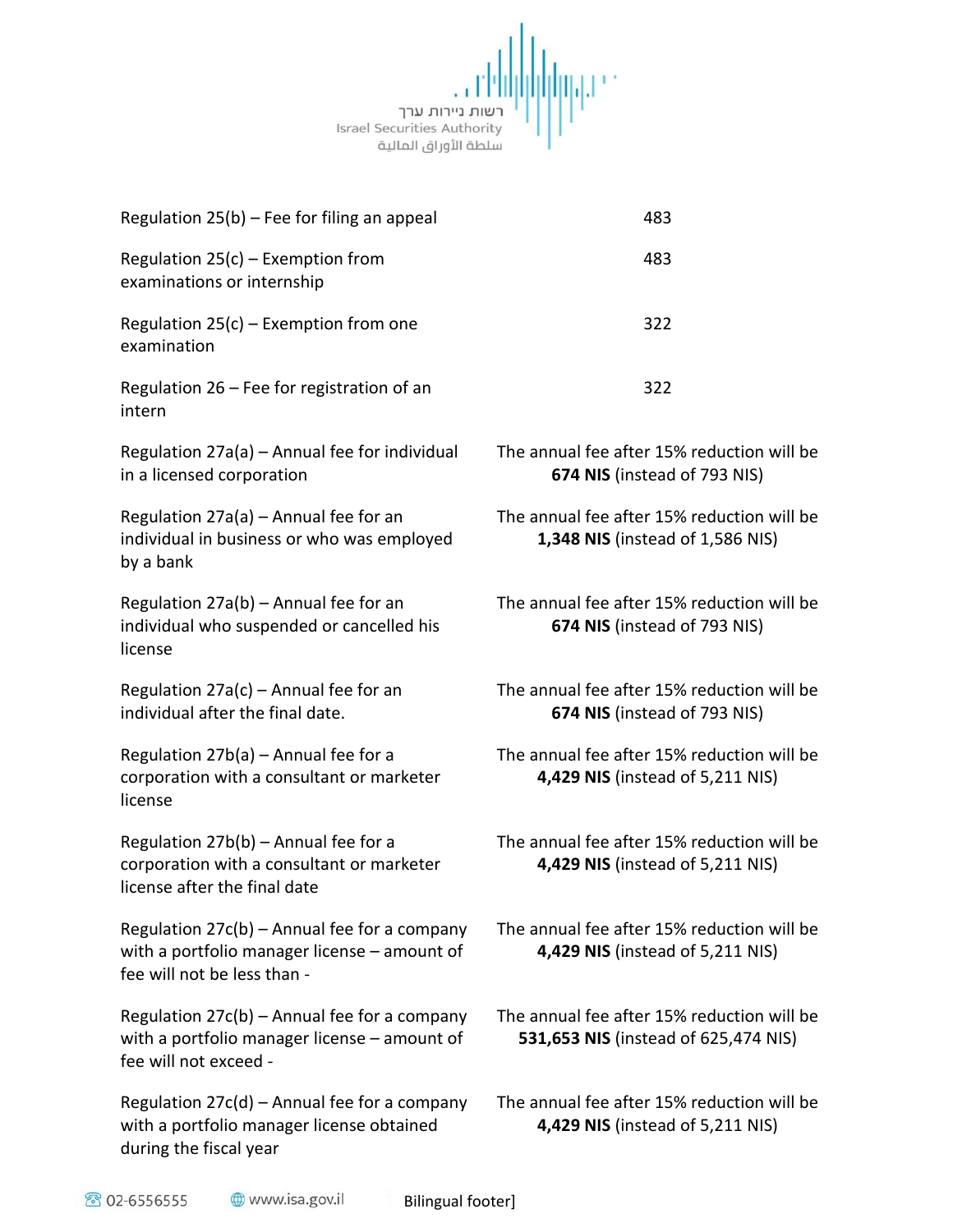| | |
|---|---|
| Regulation 25(b) – Fee for filing an appeal | 483 |
| Regulation 25(c) – Exemption from examinations or internship | 483 |
| Regulation 25(c) – Exemption from one examination | 322 |
| Regulation 26 – Fee for registration of an intern | 322 |
| Regulation 27a(a) – Annual fee for individual in a licensed corporation | The annual fee after 15% reduction will be **674 NIS** (instead of 793 NIS) |
| Regulation 27a(a) – Annual fee for an individual in business or who was employed by a bank | The annual fee after 15% reduction will be **1,348 NIS** (instead of 1,586 NIS) |
| Regulation 27a(b) – Annual fee for an individual who suspended or cancelled his license | The annual fee after 15% reduction will be **674 NIS** (instead of 793 NIS) |
| Regulation 27a(c) – Annual fee for an individual after the final date. | The annual fee after 15% reduction will be **674 NIS** (instead of 793 NIS) |
| Regulation 27b(a) – Annual fee for a corporation with a consultant or marketer license | The annual fee after 15% reduction will be **4,429 NIS** (instead of 5,211 NIS) |
| Regulation 27b(b) – Annual fee for a corporation with a consultant or marketer license after the final date | The annual fee after 15% reduction will be **4,429 NIS** (instead of 5,211 NIS) |
| Regulation 27c(b) – Annual fee for a company with a portfolio manager license – amount of fee will not be less than - | The annual fee after 15% reduction will be **4,429 NIS** (instead of 5,211 NIS) |
| Regulation 27c(b) – Annual fee for a company with a portfolio manager license – amount of fee will not exceed - | The annual fee after 15% reduction will be **531,653 NIS** (instead of 625,474 NIS) |
| Regulation 27c(d) – Annual fee for a company with a portfolio manager license obtained during the fiscal year | The annual fee after 15% reduction will be **4,429 NIS** (instead of 5,211 NIS) |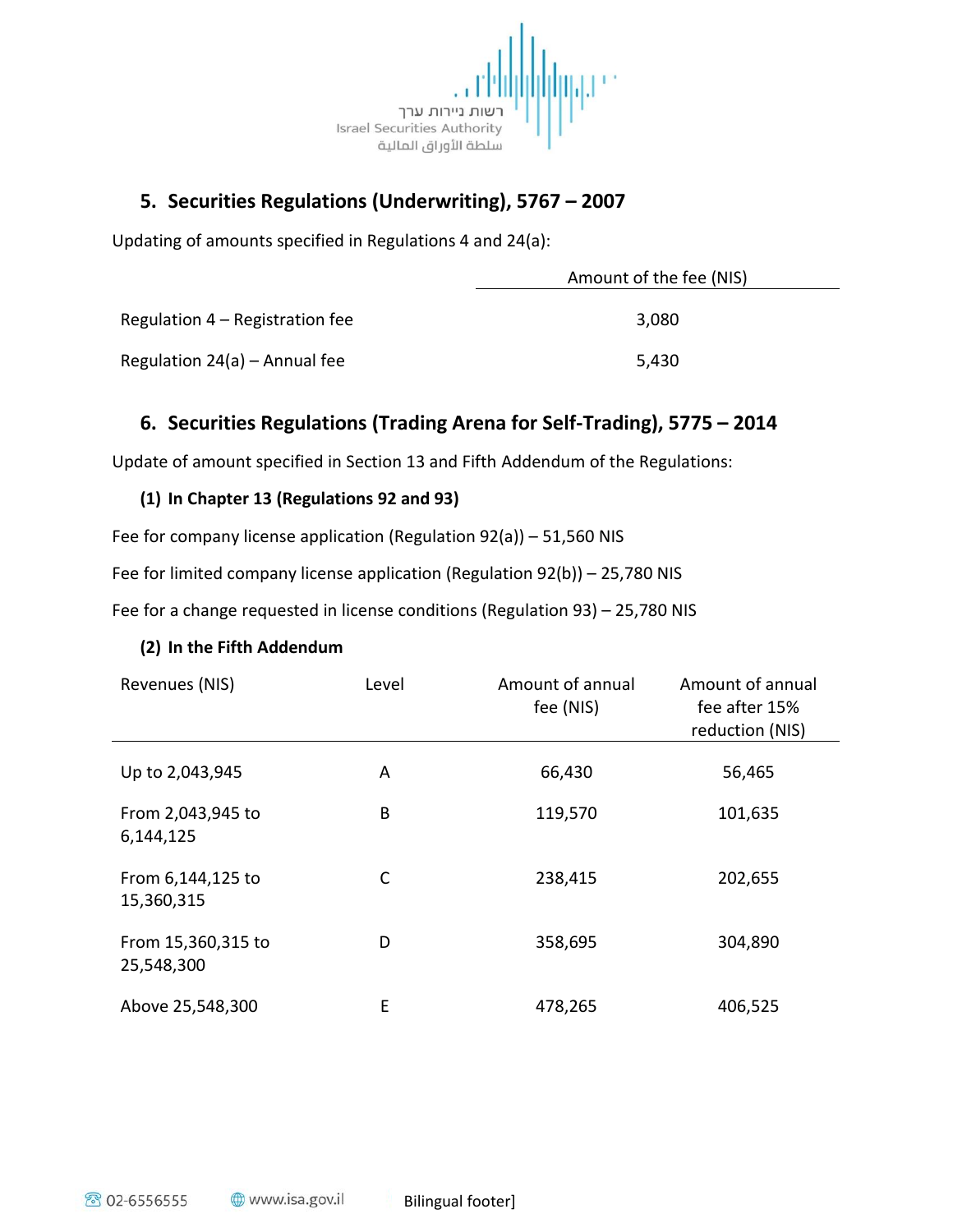## 5. Securities Regulations (Underwriting), 5767 – 2007

Updating of amounts specified in Regulations 4 and 24(a):

| | Amount of the fee (NIS) |
|---|---|
| Regulation 4 – Registration fee | 3,080 |
| Regulation 24(a) – Annual fee | 5,430 |

## 6. Securities Regulations (Trading Arena for Self-Trading), 5775 – 2014

Update of amount specified in Section 13 and Fifth Addendum of the Regulations:

**(1) In Chapter 13 (Regulations 92 and 93)**

Fee for company license application (Regulation 92(a)) – 51,560 NIS

Fee for limited company license application (Regulation 92(b)) – 25,780 NIS

Fee for a change requested in license conditions (Regulation 93) – 25,780 NIS

**(2) In the Fifth Addendum**

| Revenues (NIS) | Level | Amount of annual fee (NIS) | Amount of annual fee after 15% reduction (NIS) |
|---|---|---|---|
| Up to 2,043,945 | A | 66,430 | 56,465 |
| From 2,043,945 to 6,144,125 | B | 119,570 | 101,635 |
| From 6,144,125 to 15,360,315 | C | 238,415 | 202,655 |
| From 15,360,315 to 25,548,300 | D | 358,695 | 304,890 |
| Above 25,548,300 | E | 478,265 | 406,525 |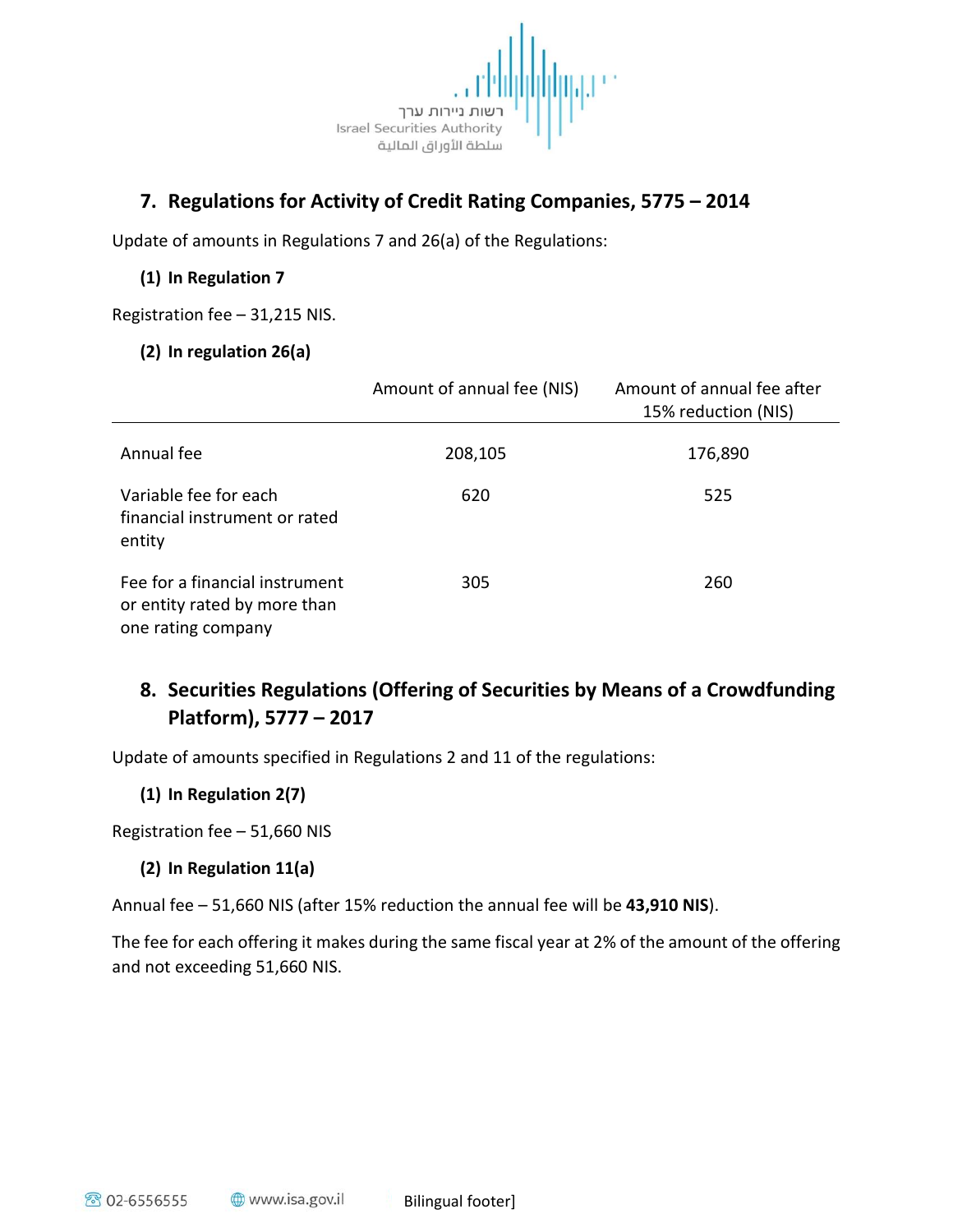## 7. Regulations for Activity of Credit Rating Companies, 5775 – 2014

Update of amounts in Regulations 7 and 26(a) of the Regulations:

**(1) In Regulation 7**

Registration fee – 31,215 NIS.

**(2) In regulation 26(a)**

| | Amount of annual fee (NIS) | Amount of annual fee after 15% reduction (NIS) |
|---|---|---|
| Annual fee | 208,105 | 176,890 |
| Variable fee for each financial instrument or rated entity | 620 | 525 |
| Fee for a financial instrument or entity rated by more than one rating company | 305 | 260 |

## 8. Securities Regulations (Offering of Securities by Means of a Crowdfunding Platform), 5777 – 2017

Update of amounts specified in Regulations 2 and 11 of the regulations:

**(1) In Regulation 2(7)**

Registration fee – 51,660 NIS

**(2) In Regulation 11(a)**

Annual fee – 51,660 NIS (after 15% reduction the annual fee will be **43,910 NIS**).

The fee for each offering it makes during the same fiscal year at 2% of the amount of the offering and not exceeding 51,660 NIS.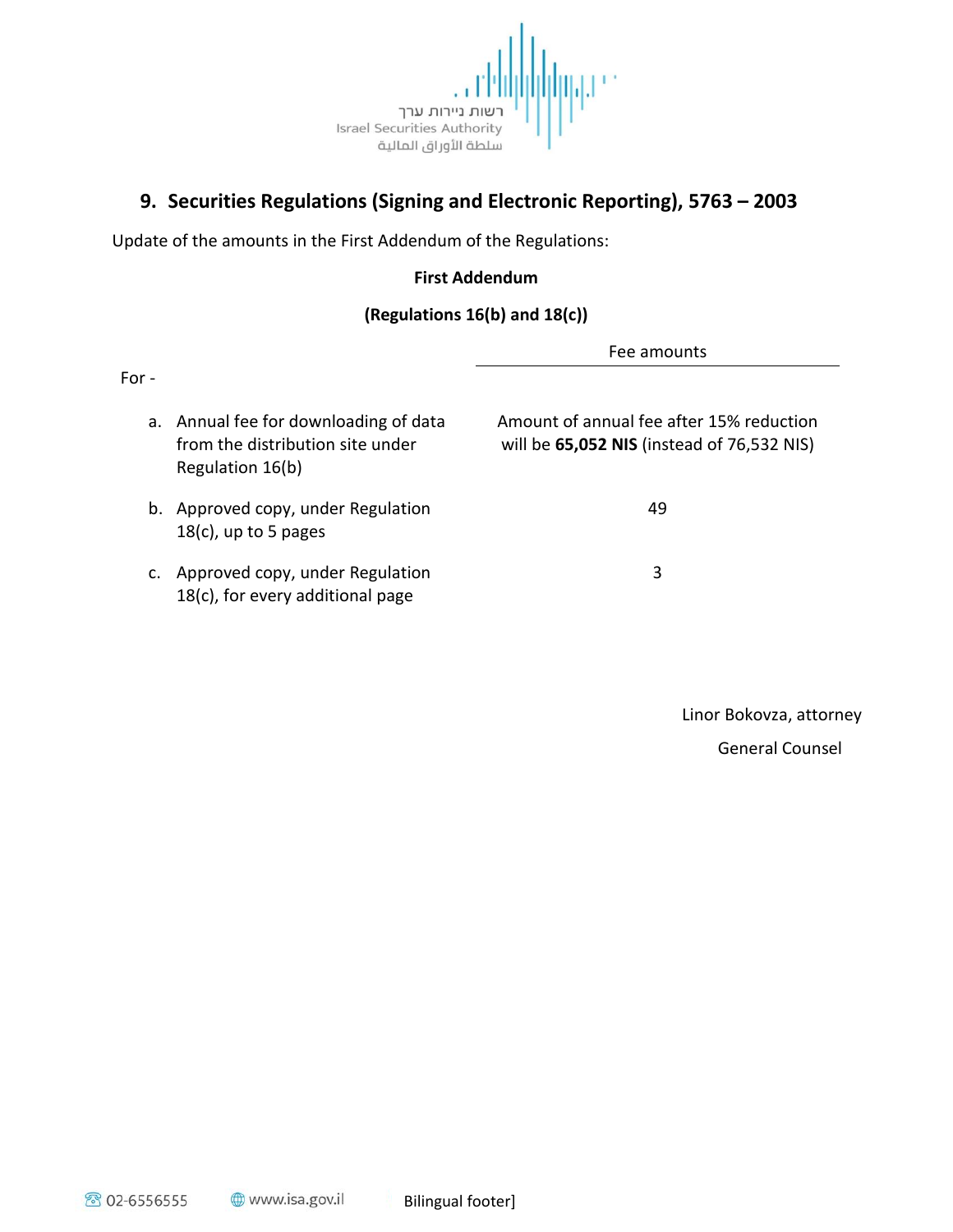## 9. Securities Regulations (Signing and Electronic Reporting), 5763 – 2003

Update of the amounts in the First Addendum of the Regulations:

**First Addendum**

**(Regulations 16(b) and 18(c))**

| For - | Fee amounts |
|---|---|
| a. Annual fee for downloading of data from the distribution site under Regulation 16(b) | Amount of annual fee after 15% reduction will be **65,052 NIS** (instead of 76,532 NIS) |
| b. Approved copy, under Regulation 18(c), up to 5 pages | 49 |
| c. Approved copy, under Regulation 18(c), for every additional page | 3 |

Linor Bokovza, attorney

General Counsel